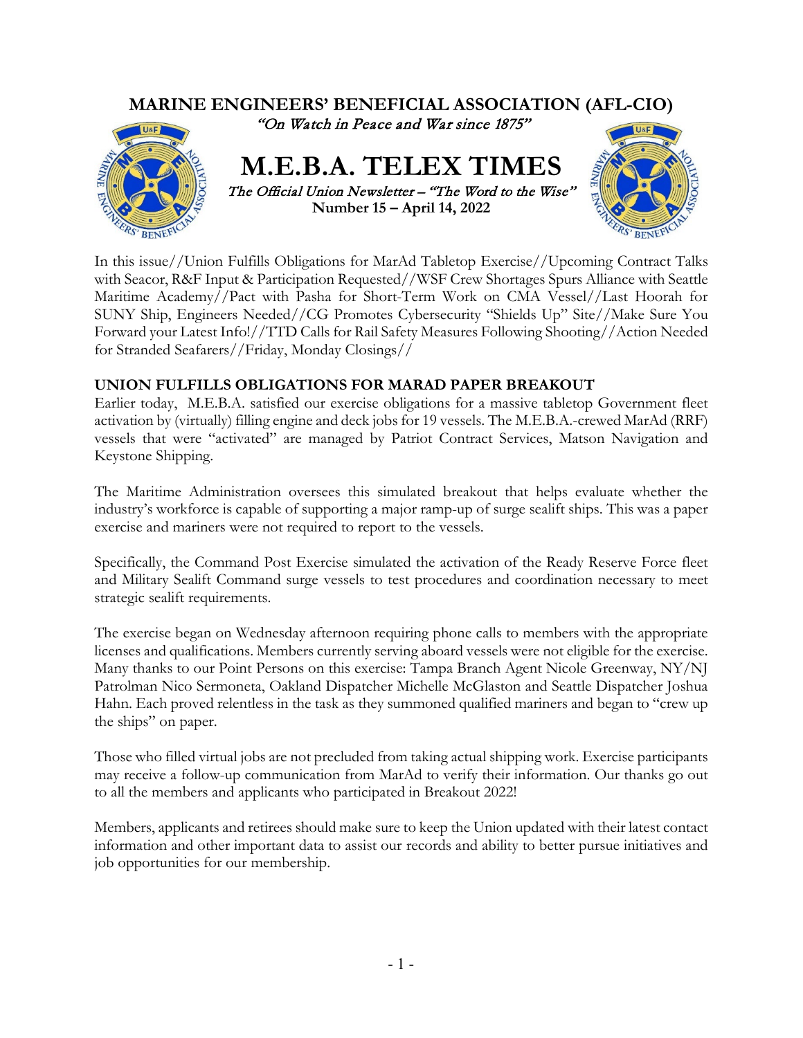# MARINE ENGINEERS' BENEFICIAL ASSOCIATION (AFL-CIO)

*"On Watch in Peace and War since 1875"*

# M.E.B.A. TELEX TIMES

*The Official Union Newsletter – "The Word to the Wise"*

**Number 15 – April 14, 2022**

In this issue//Union Fulfills Obligations for MarAd Tabletop Exercise//Upcoming Contract Talks with Seacor, R&F Input & Participation Requested//WSF Crew Shortages Spurs Alliance with Seattle Maritime Academy//Pact with Pasha for Short-Term Work on CMA Vessel//Last Hoorah for SUNY Ship, Engineers Needed//CG Promotes Cybersecurity "Shields Up" Site//Make Sure You Forward your Latest Info!//TTD Calls for Rail Safety Measures Following Shooting//Action Needed for Stranded Seafarers//Friday, Monday Closings//

## UNION FULFILLS OBLIGATIONS FOR MARAD PAPER BREAKOUT

Earlier today, M.E.B.A. satisfied our exercise obligations for a massive tabletop Government fleet activation by (virtually) filling engine and deck jobs for 19 vessels. The M.E.B.A.-crewed MarAd (RRF) vessels that were "activated" are managed by Patriot Contract Services, Matson Navigation and Keystone Shipping.

The Maritime Administration oversees this simulated breakout that helps evaluate whether the industry's workforce is capable of supporting a major ramp-up of surge sealift ships. This was a paper exercise and mariners were not required to report to the vessels.

Specifically, the Command Post Exercise simulated the activation of the Ready Reserve Force fleet and Military Sealift Command surge vessels to test procedures and coordination necessary to meet strategic sealift requirements.

The exercise began on Wednesday afternoon requiring phone calls to members with the appropriate licenses and qualifications. Members currently serving aboard vessels were not eligible for the exercise. Many thanks to our Point Persons on this exercise: Tampa Branch Agent Nicole Greenway, NY/NJ Patrolman Nico Sermoneta, Oakland Dispatcher Michelle McGlaston and Seattle Dispatcher Joshua Hahn. Each proved relentless in the task as they summoned qualified mariners and began to "crew up the ships" on paper.

Those who filled virtual jobs are not precluded from taking actual shipping work. Exercise participants may receive a follow-up communication from MarAd to verify their information. Our thanks go out to all the members and applicants who participated in Breakout 2022!

Members, applicants and retirees should make sure to keep the Union updated with their latest contact information and other important data to assist our records and ability to better pursue initiatives and job opportunities for our membership.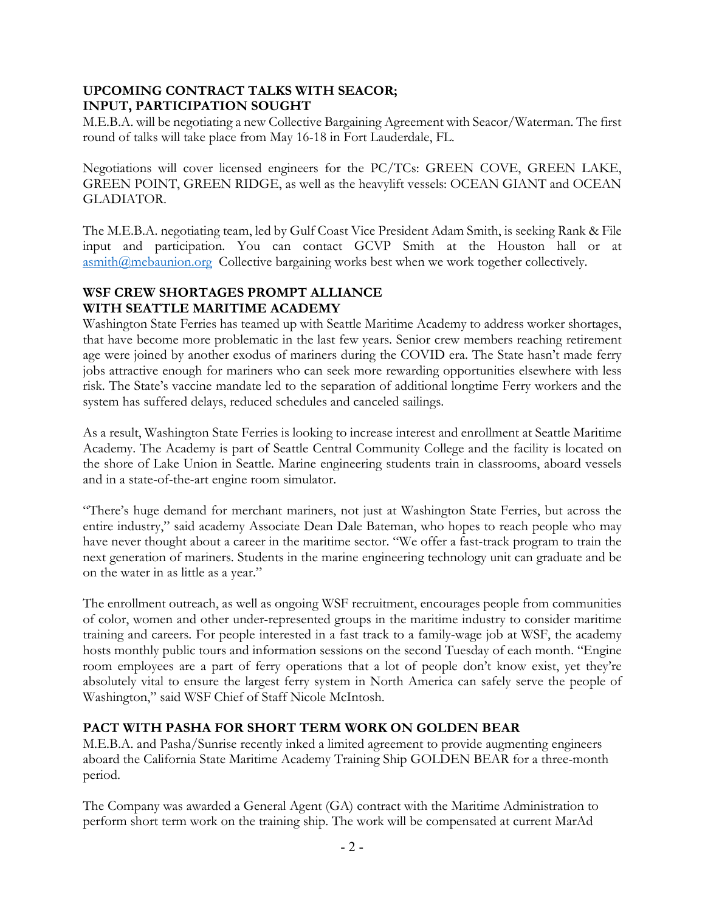**UPCOMING CONTRACT TALKS WITH SEACOR; INPUT, PARTICIPATION SOUGHT**

M.E.B.A. will be negotiating a new Collective Bargaining Agreement with Seacor/Waterman. The first round of talks will take place from May 16-18 in Fort Lauderdale, FL.

Negotiations will cover licensed engineers for the PC/TCs: GREEN COVE, GREEN LAKE, GREEN POINT, GREEN RIDGE, as well as the heavylift vessels: OCEAN GIANT and OCEAN GLADIATOR.

The M.E.B.A. negotiating team, led by Gulf Coast Vice President Adam Smith, is seeking Rank & File input and participation. You can contact GCVP Smith at the Houston hall or at asmith@mebaunion.org Collective bargaining works best when we work together collectively.

**WSF CREW SHORTAGES PROMPT ALLIANCE WITH SEATTLE MARITIME ACADEMY**

Washington State Ferries has teamed up with Seattle Maritime Academy to address worker shortages, that have become more problematic in the last few years. Senior crew members reaching retirement age were joined by another exodus of mariners during the COVID era. The State hasn't made ferry jobs attractive enough for mariners who can seek more rewarding opportunities elsewhere with less risk. The State's vaccine mandate led to the separation of additional longtime Ferry workers and the system has suffered delays, reduced schedules and canceled sailings.

As a result, Washington State Ferries is looking to increase interest and enrollment at Seattle Maritime Academy. The Academy is part of Seattle Central Community College and the facility is located on the shore of Lake Union in Seattle. Marine engineering students train in classrooms, aboard vessels and in a state-of-the-art engine room simulator.

"There's huge demand for merchant mariners, not just at Washington State Ferries, but across the entire industry," said academy Associate Dean Dale Bateman, who hopes to reach people who may have never thought about a career in the maritime sector. "We offer a fast-track program to train the next generation of mariners. Students in the marine engineering technology unit can graduate and be on the water in as little as a year."

The enrollment outreach, as well as ongoing WSF recruitment, encourages people from communities of color, women and other under-represented groups in the maritime industry to consider maritime training and careers. For people interested in a fast track to a family-wage job at WSF, the academy hosts monthly public tours and information sessions on the second Tuesday of each month. "Engine room employees are a part of ferry operations that a lot of people don't know exist, yet they're absolutely vital to ensure the largest ferry system in North America can safely serve the people of Washington," said WSF Chief of Staff Nicole McIntosh.

**PACT WITH PASHA FOR SHORT TERM WORK ON GOLDEN BEAR**

M.E.B.A. and Pasha/Sunrise recently inked a limited agreement to provide augmenting engineers aboard the California State Maritime Academy Training Ship GOLDEN BEAR for a three-month period.

The Company was awarded a General Agent (GA) contract with the Maritime Administration to perform short term work on the training ship. The work will be compensated at current MarAd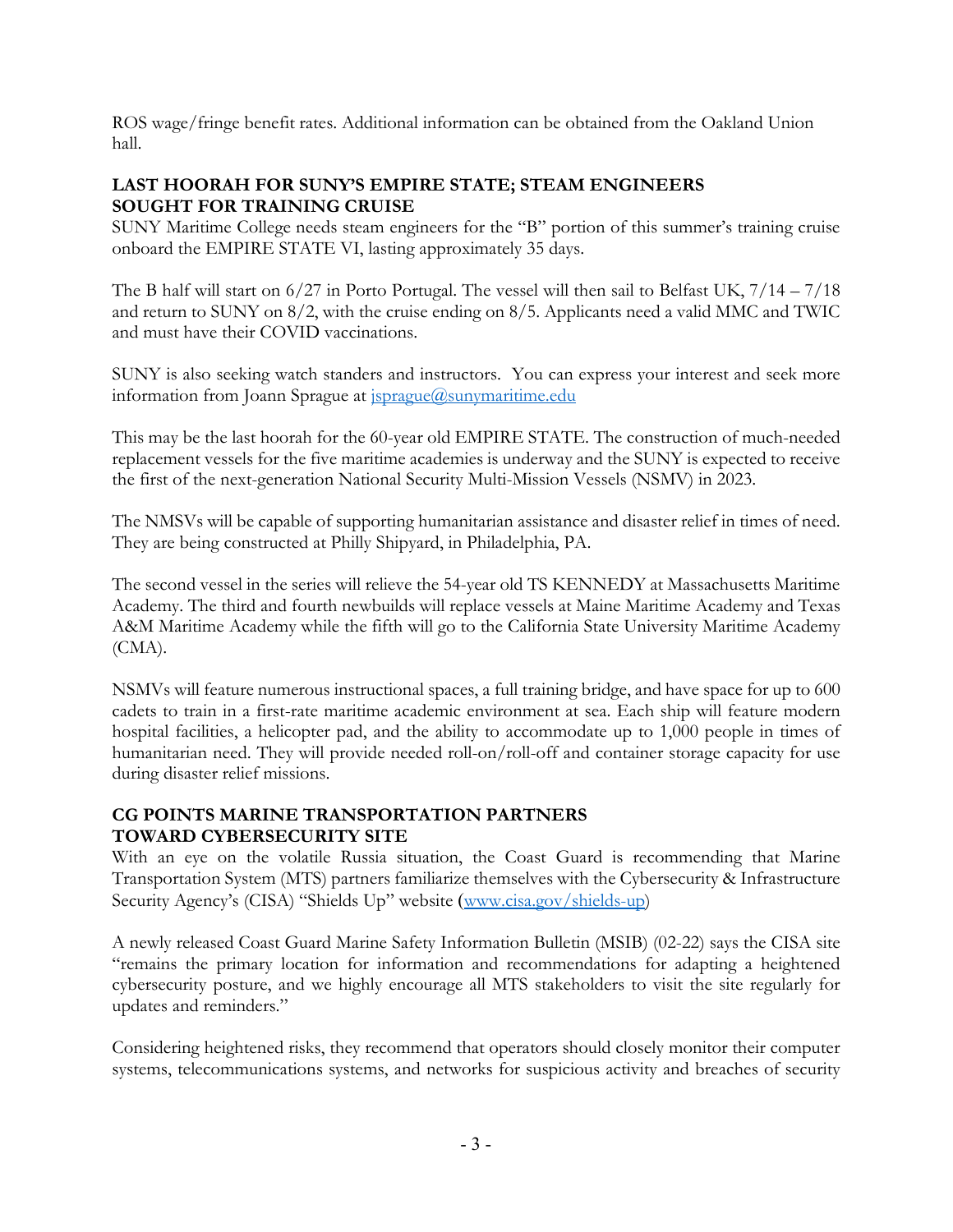ROS wage/fringe benefit rates. Additional information can be obtained from the Oakland Union hall.

## LAST HOORAH FOR SUNY'S EMPIRE STATE; STEAM ENGINEERS SOUGHT FOR TRAINING CRUISE

SUNY Maritime College needs steam engineers for the "B" portion of this summer's training cruise onboard the EMPIRE STATE VI, lasting approximately 35 days.

The B half will start on 6/27 in Porto Portugal. The vessel will then sail to Belfast UK, 7/14 – 7/18 and return to SUNY on 8/2, with the cruise ending on 8/5. Applicants need a valid MMC and TWIC and must have their COVID vaccinations.

SUNY is also seeking watch standers and instructors. You can express your interest and seek more information from Joann Sprague at jsprague@sunymaritime.edu

This may be the last hoorah for the 60-year old EMPIRE STATE. The construction of much-needed replacement vessels for the five maritime academies is underway and the SUNY is expected to receive the first of the next-generation National Security Multi-Mission Vessels (NSMV) in 2023.

The NMSVs will be capable of supporting humanitarian assistance and disaster relief in times of need. They are being constructed at Philly Shipyard, in Philadelphia, PA.

The second vessel in the series will relieve the 54-year old TS KENNEDY at Massachusetts Maritime Academy. The third and fourth newbuilds will replace vessels at Maine Maritime Academy and Texas A&M Maritime Academy while the fifth will go to the California State University Maritime Academy (CMA).

NSMVs will feature numerous instructional spaces, a full training bridge, and have space for up to 600 cadets to train in a first-rate maritime academic environment at sea. Each ship will feature modern hospital facilities, a helicopter pad, and the ability to accommodate up to 1,000 people in times of humanitarian need. They will provide needed roll-on/roll-off and container storage capacity for use during disaster relief missions.

## CG POINTS MARINE TRANSPORTATION PARTNERS TOWARD CYBERSECURITY SITE

With an eye on the volatile Russia situation, the Coast Guard is recommending that Marine Transportation System (MTS) partners familiarize themselves with the Cybersecurity & Infrastructure Security Agency's (CISA) "Shields Up" website (www.cisa.gov/shields-up)

A newly released Coast Guard Marine Safety Information Bulletin (MSIB) (02-22) says the CISA site "remains the primary location for information and recommendations for adapting a heightened cybersecurity posture, and we highly encourage all MTS stakeholders to visit the site regularly for updates and reminders."

Considering heightened risks, they recommend that operators should closely monitor their computer systems, telecommunications systems, and networks for suspicious activity and breaches of security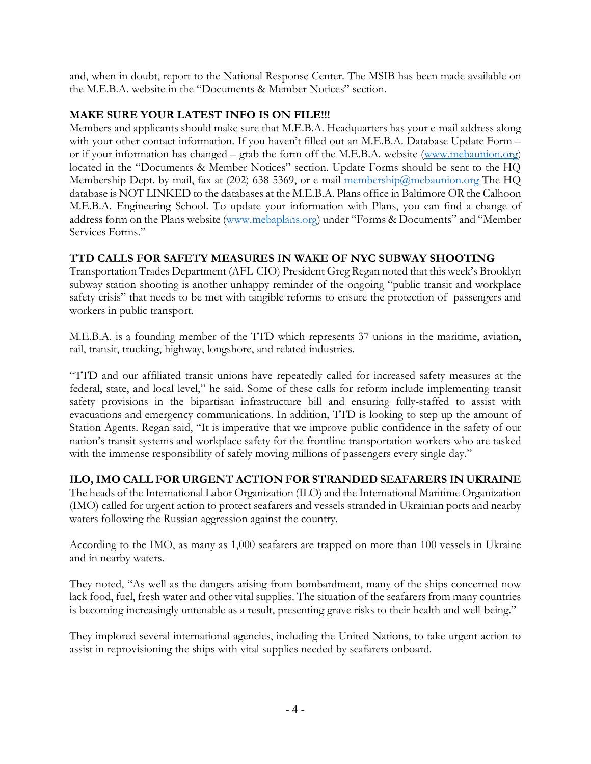and, when in doubt, report to the National Response Center. The MSIB has been made available on the M.E.B.A. website in the "Documents & Member Notices" section.

**MAKE SURE YOUR LATEST INFO IS ON FILE!!!**

Members and applicants should make sure that M.E.B.A. Headquarters has your e-mail address along with your other contact information. If you haven't filled out an M.E.B.A. Database Update Form – or if your information has changed – grab the form off the M.E.B.A. website (www.mebaunion.org) located in the "Documents & Member Notices" section. Update Forms should be sent to the HQ Membership Dept. by mail, fax at (202) 638-5369, or e-mail membership@mebaunion.org The HQ database is NOT LINKED to the databases at the M.E.B.A. Plans office in Baltimore OR the Calhoon M.E.B.A. Engineering School. To update your information with Plans, you can find a change of address form on the Plans website (www.mebaplans.org) under "Forms & Documents" and "Member Services Forms."

**TTD CALLS FOR SAFETY MEASURES IN WAKE OF NYC SUBWAY SHOOTING**

Transportation Trades Department (AFL-CIO) President Greg Regan noted that this week's Brooklyn subway station shooting is another unhappy reminder of the ongoing "public transit and workplace safety crisis" that needs to be met with tangible reforms to ensure the protection of passengers and workers in public transport.

M.E.B.A. is a founding member of the TTD which represents 37 unions in the maritime, aviation, rail, transit, trucking, highway, longshore, and related industries.

"TTD and our affiliated transit unions have repeatedly called for increased safety measures at the federal, state, and local level," he said. Some of these calls for reform include implementing transit safety provisions in the bipartisan infrastructure bill and ensuring fully-staffed to assist with evacuations and emergency communications. In addition, TTD is looking to step up the amount of Station Agents. Regan said, "It is imperative that we improve public confidence in the safety of our nation's transit systems and workplace safety for the frontline transportation workers who are tasked with the immense responsibility of safely moving millions of passengers every single day."

**ILO, IMO CALL FOR URGENT ACTION FOR STRANDED SEAFARERS IN UKRAINE**

The heads of the International Labor Organization (ILO) and the International Maritime Organization (IMO) called for urgent action to protect seafarers and vessels stranded in Ukrainian ports and nearby waters following the Russian aggression against the country.

According to the IMO, as many as 1,000 seafarers are trapped on more than 100 vessels in Ukraine and in nearby waters.

They noted, "As well as the dangers arising from bombardment, many of the ships concerned now lack food, fuel, fresh water and other vital supplies. The situation of the seafarers from many countries is becoming increasingly untenable as a result, presenting grave risks to their health and well-being."

They implored several international agencies, including the United Nations, to take urgent action to assist in reprovisioning the ships with vital supplies needed by seafarers onboard.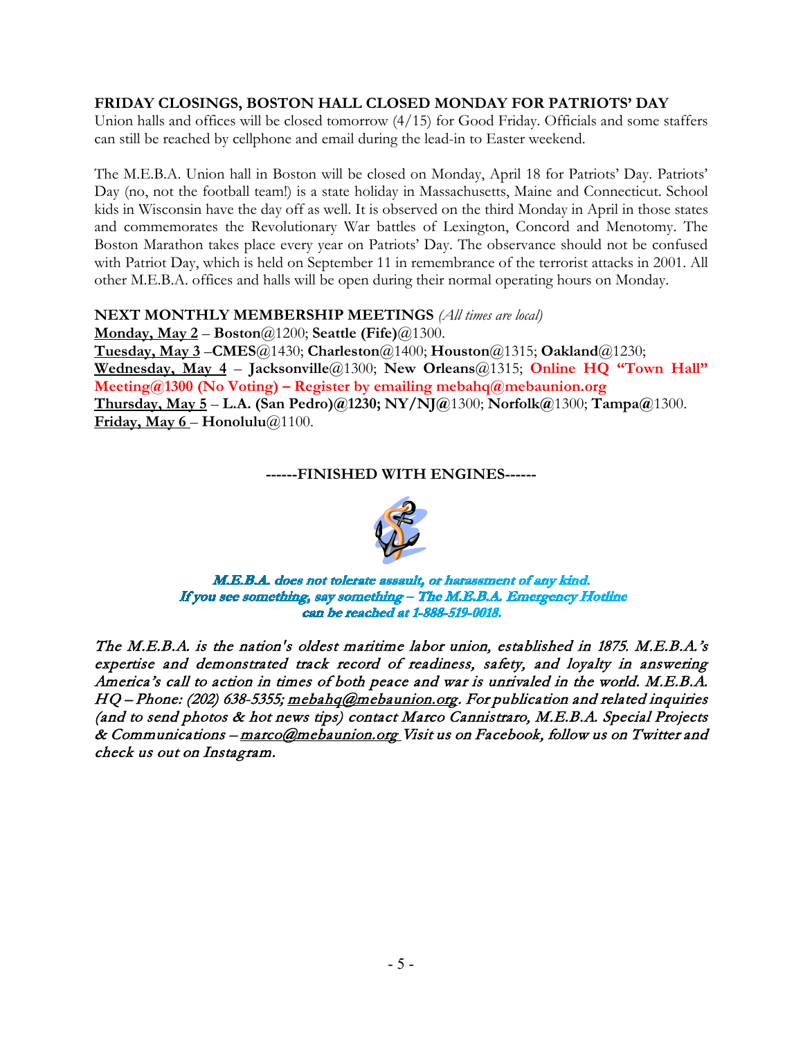**FRIDAY CLOSINGS, BOSTON HALL CLOSED MONDAY FOR PATRIOTS' DAY**

Union halls and offices will be closed tomorrow (4/15) for Good Friday. Officials and some staffers can still be reached by cellphone and email during the lead-in to Easter weekend.

The M.E.B.A. Union hall in Boston will be closed on Monday, April 18 for Patriots' Day. Patriots' Day (no, not the football team!) is a state holiday in Massachusetts, Maine and Connecticut. School kids in Wisconsin have the day off as well. It is observed on the third Monday in April in those states and commemorates the Revolutionary War battles of Lexington, Concord and Menotomy. The Boston Marathon takes place every year on Patriots' Day. The observance should not be confused with Patriot Day, which is held on September 11 in remembrance of the terrorist attacks in 2001. All other M.E.B.A. offices and halls will be open during their normal operating hours on Monday.

**NEXT MONTHLY MEMBERSHIP MEETINGS** *(All times are local)*

**Monday, May 2** – **Boston**@1200; **Seattle (Fife)**@1300.
**Tuesday, May 3** –**CMES**@1430; **Charleston**@1400; **Houston**@1315; **Oakland**@1230;
**Wednesday, May 4** – **Jacksonville**@1300; **New Orleans**@1315; **Online HQ "Town Hall" Meeting@1300 (No Voting) – Register by emailing mebahq@mebaunion.org**
**Thursday, May 5** – **L.A. (San Pedro)@1230; NY/NJ@**1300; **Norfolk@**1300; **Tampa@**1300.
**Friday, May 6** – **Honolulu**@1100.

**------FINISHED WITH ENGINES------**

***M.E.B.A. does not tolerate assault, or harassment of any kind.***
***If you see something, say something – The M.E.B.A. Emergency Hotline can be reached at 1-888-519-0018.***

*The M.E.B.A. is the nation's oldest maritime labor union, established in 1875. M.E.B.A.'s expertise and demonstrated track record of readiness, safety, and loyalty in answering America's call to action in times of both peace and war is unrivaled in the world. M.E.B.A. HQ – Phone: (202) 638-5355; mebahq@mebaunion.org. For publication and related inquiries (and to send photos & hot news tips) contact Marco Cannistraro, M.E.B.A. Special Projects & Communications – marco@mebaunion.org Visit us on Facebook, follow us on Twitter and check us out on Instagram.*